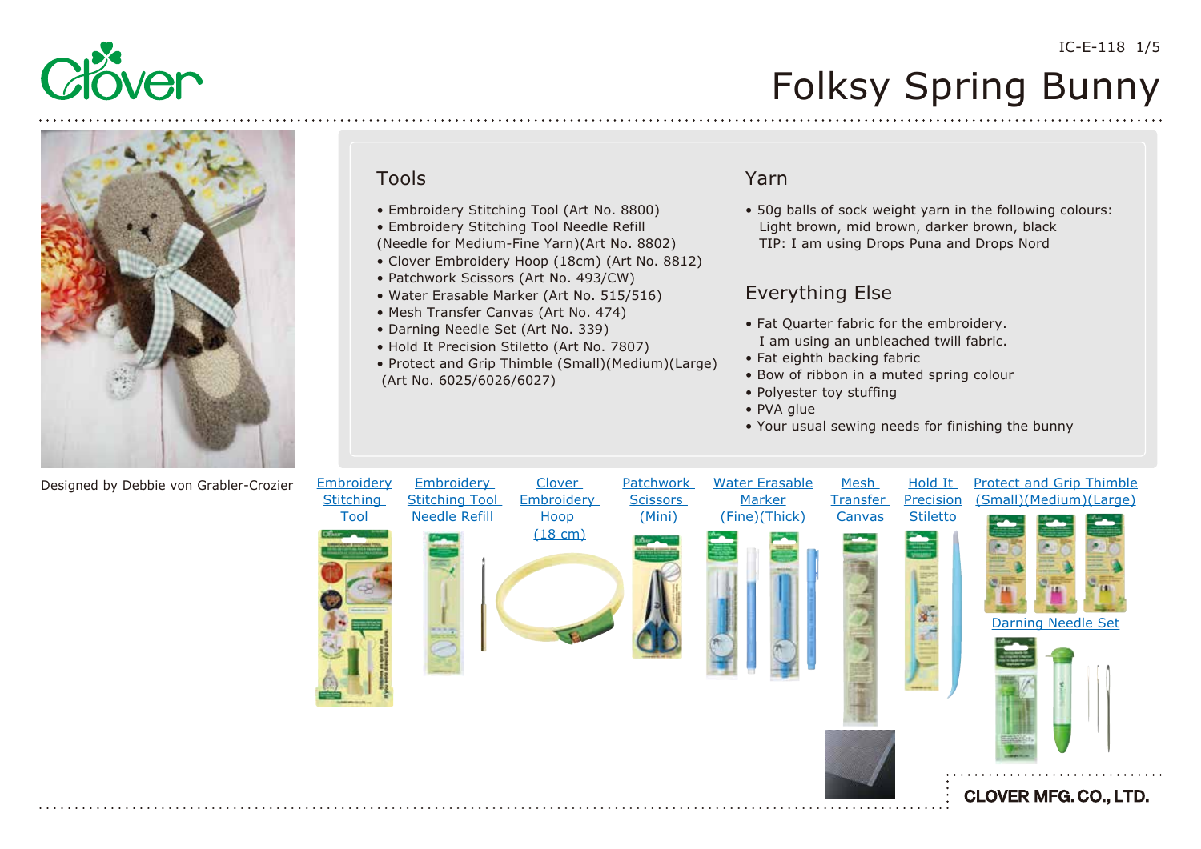# Folksy Spring Bunny

Designed by Debbie von Grabler-Crozier

## Tools

- Embroidery Stitching Tool (Art No. 8800)
- Embroidery Stitching Tool Needle Refill (Needle for Medium-Fine Yarn)(Art No. 8802)
- Clover Embroidery Hoop (18cm) (Art No. 8812)
- Patchwork Scissors (Art No. 493/CW)
- Water Erasable Marker (Art No. 515/516)
- Mesh Transfer Canvas (Art No. 474)
- Darning Needle Set (Art No. 339)
- Hold It Precision Stiletto (Art No. 7807)
- Protect and Grip Thimble (Small)(Medium)(Large) (Art No. 6025/6026/6027)

## Yarn

- 50g balls of sock weight yarn in the following colours: Light brown, mid brown, darker brown, black
  TIP: I am using Drops Puna and Drops Nord

## Everything Else

- Fat Quarter fabric for the embroidery. I am using an unbleached twill fabric.
- Fat eighth backing fabric
- Bow of ribbon in a muted spring colour
- Polyester toy stuffing
- PVA glue
- Your usual sewing needs for finishing the bunny

Embroidery Stitching Tool

Embroidery Stitching Tool Needle Refill

Clover Embroidery Hoop (18 cm)

Patchwork Scissors (Mini)

Water Erasable Marker (Fine)(Thick)

Mesh Transfer Canvas

Hold It Precision Stiletto

Protect and Grip Thimble (Small)(Medium)(Large)

Darning Needle Set

CLOVER MFG. CO., LTD.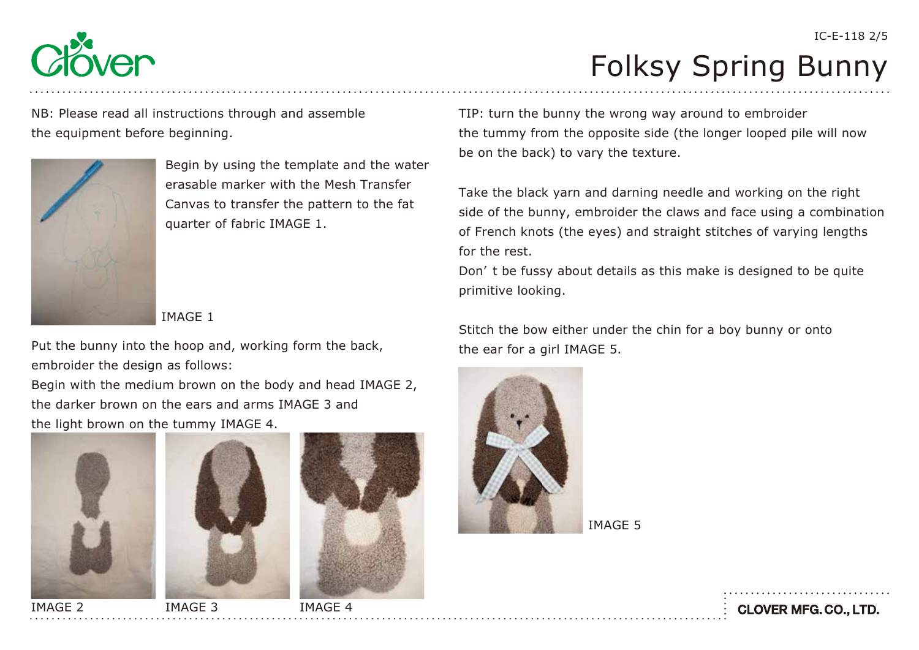# Folksy Spring Bunny

NB: Please read all instructions through and assemble the equipment before beginning.

Begin by using the template and the water erasable marker with the Mesh Transfer Canvas to transfer the pattern to the fat quarter of fabric IMAGE 1.

IMAGE 1

Put the bunny into the hoop and, working form the back, embroider the design as follows:

Begin with the medium brown on the body and head IMAGE 2, the darker brown on the ears and arms IMAGE 3 and the light brown on the tummy IMAGE 4.

IMAGE 2 IMAGE 3 IMAGE 4

TIP: turn the bunny the wrong way around to embroider the tummy from the opposite side (the longer looped pile will now be on the back) to vary the texture.

Take the black yarn and darning needle and working on the right side of the bunny, embroider the claws and face using a combination of French knots (the eyes) and straight stitches of varying lengths for the rest.

Don' t be fussy about details as this make is designed to be quite primitive looking.

Stitch the bow either under the chin for a boy bunny or onto the ear for a girl IMAGE 5.

IMAGE 5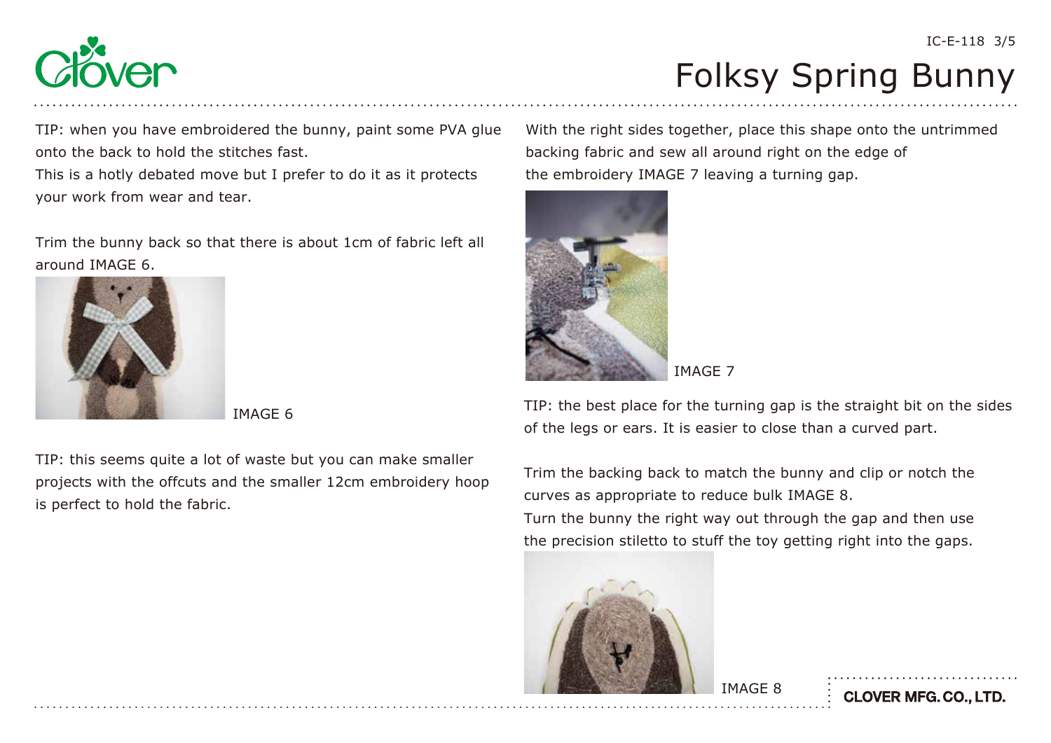TIP: when you have embroidered the bunny, paint some PVA glue onto the back to hold the stitches fast.
This is a hotly debated move but I prefer to do it as it protects your work from wear and tear.

Trim the bunny back so that there is about 1cm of fabric left all around IMAGE 6.

IMAGE 6

TIP: this seems quite a lot of waste but you can make smaller projects with the offcuts and the smaller 12cm embroidery hoop is perfect to hold the fabric.

With the right sides together, place this shape onto the untrimmed backing fabric and sew all around right on the edge of the embroidery IMAGE 7 leaving a turning gap.

IMAGE 7

TIP: the best place for the turning gap is the straight bit on the sides of the legs or ears. It is easier to close than a curved part.

Trim the backing back to match the bunny and clip or notch the curves as appropriate to reduce bulk IMAGE 8.
Turn the bunny the right way out through the gap and then use the precision stiletto to stuff the toy getting right into the gaps.

IMAGE 8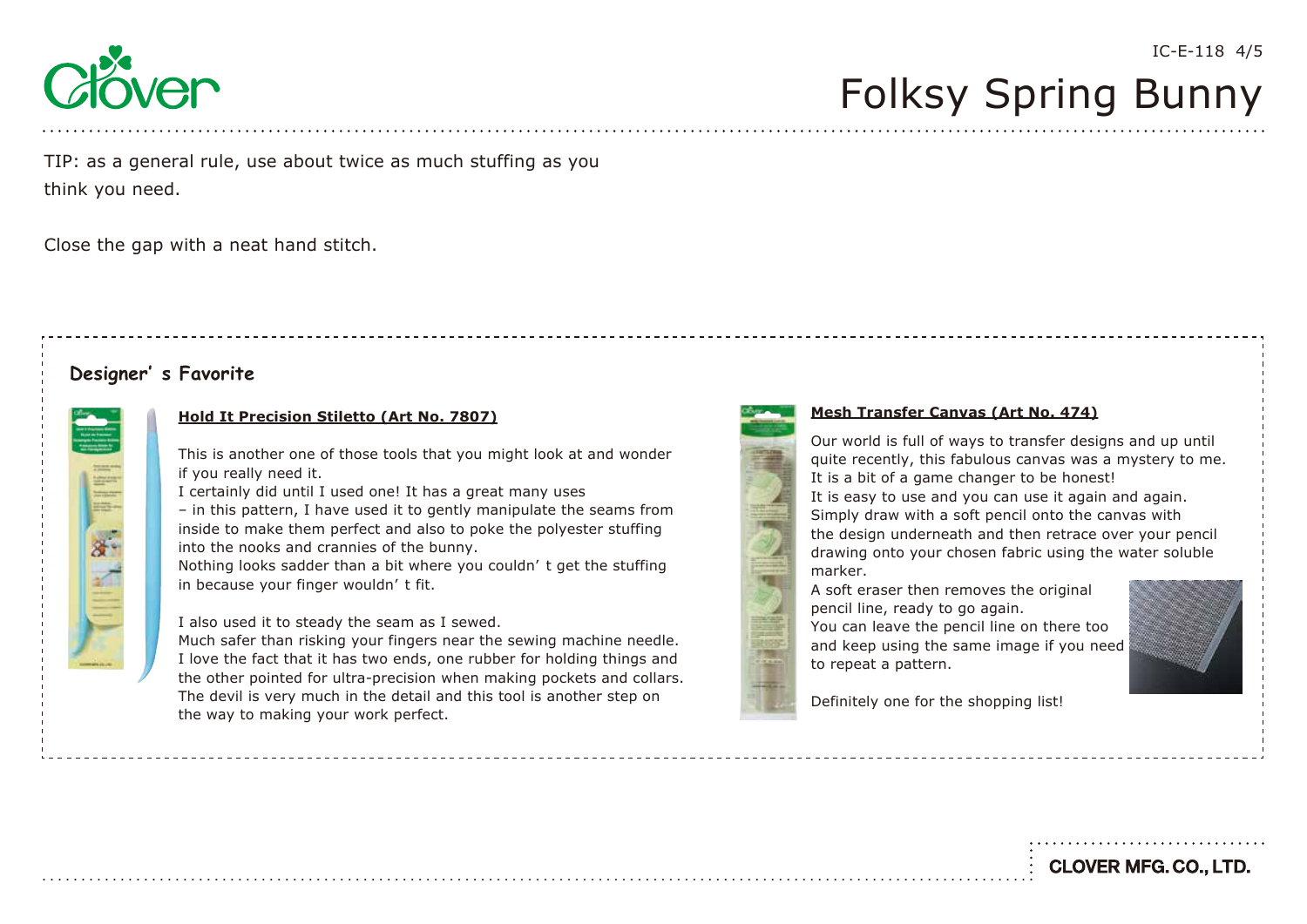TIP: as a general rule, use about twice as much stuffing as you think you need.

Close the gap with a neat hand stitch.

## Designer' s Favorite

### Hold It Precision Stiletto (Art No. 7807)

This is another one of those tools that you might look at and wonder if you really need it.
I certainly did until I used one! It has a great many uses – in this pattern, I have used it to gently manipulate the seams from inside to make them perfect and also to poke the polyester stuffing into the nooks and crannies of the bunny.
Nothing looks sadder than a bit where you couldn' t get the stuffing in because your finger wouldn' t fit.

I also used it to steady the seam as I sewed.
Much safer than risking your fingers near the sewing machine needle.
I love the fact that it has two ends, one rubber for holding things and the other pointed for ultra-precision when making pockets and collars.
The devil is very much in the detail and this tool is another step on the way to making your work perfect.

### Mesh Transfer Canvas (Art No. 474)

Our world is full of ways to transfer designs and up until quite recently, this fabulous canvas was a mystery to me.
It is a bit of a game changer to be honest!
It is easy to use and you can use it again and again.
Simply draw with a soft pencil onto the canvas with the design underneath and then retrace over your pencil drawing onto your chosen fabric using the water soluble marker.
A soft eraser then removes the original pencil line, ready to go again.
You can leave the pencil line on there too and keep using the same image if you need to repeat a pattern.

Definitely one for the shopping list!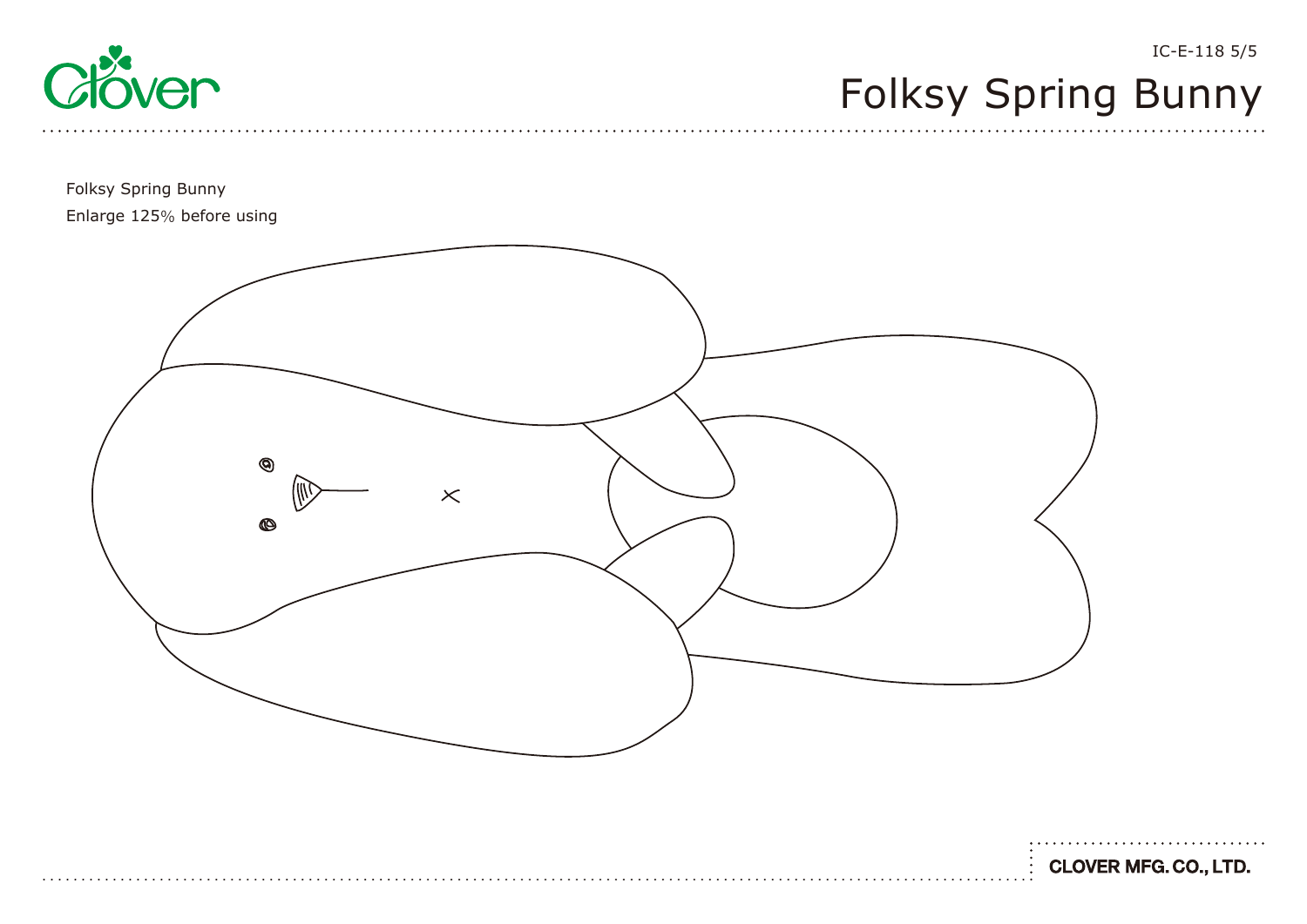# Folksy Spring Bunny

Folksy Spring Bunny

Enlarge 125% before using